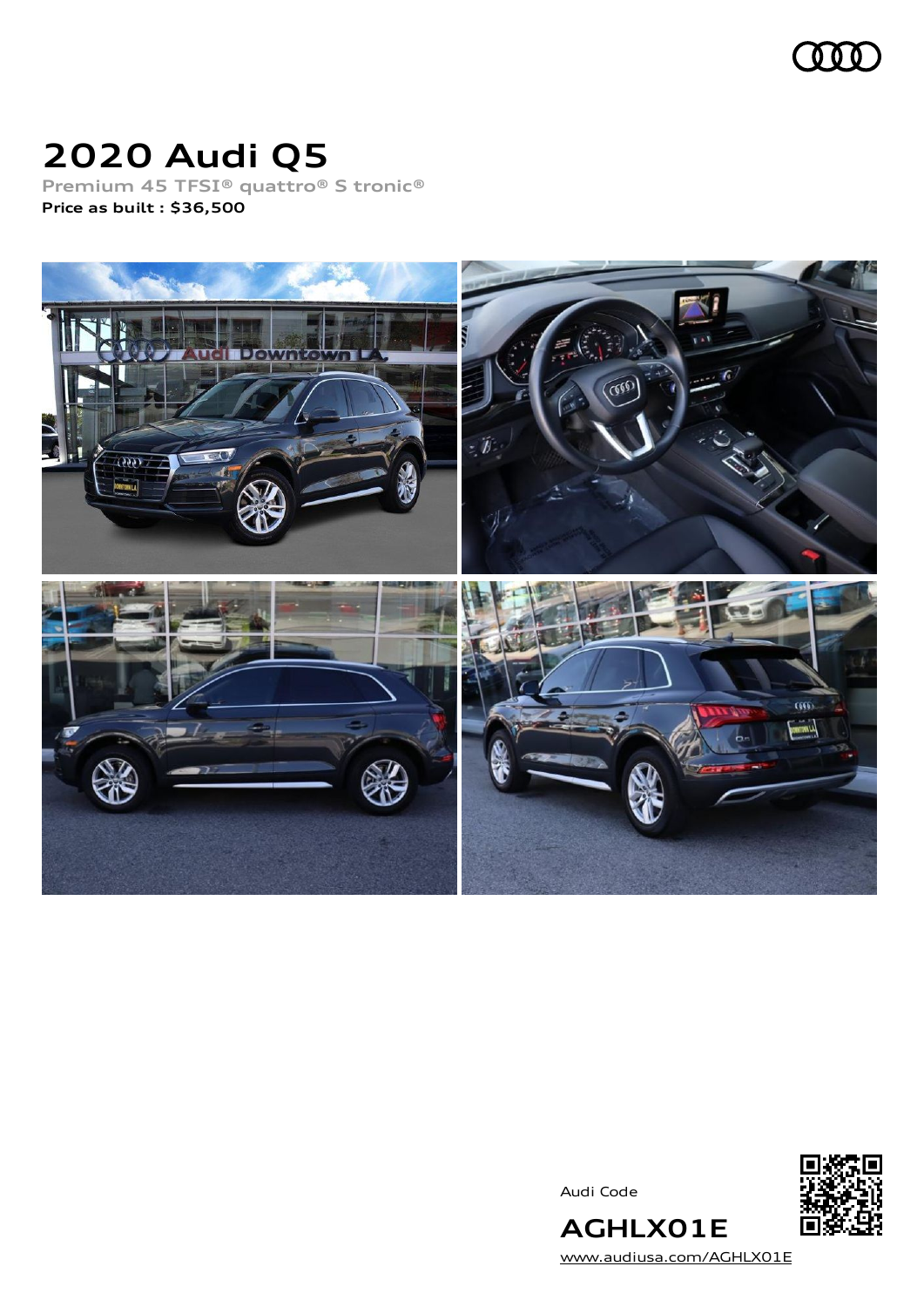# 2020 Audi Q5

Premium 45 TFSI® quattro® S tronic®

**Price as built : $36,500**

Audi Code

**AGHLX01E**

www.audiusa.com/AGHLX01E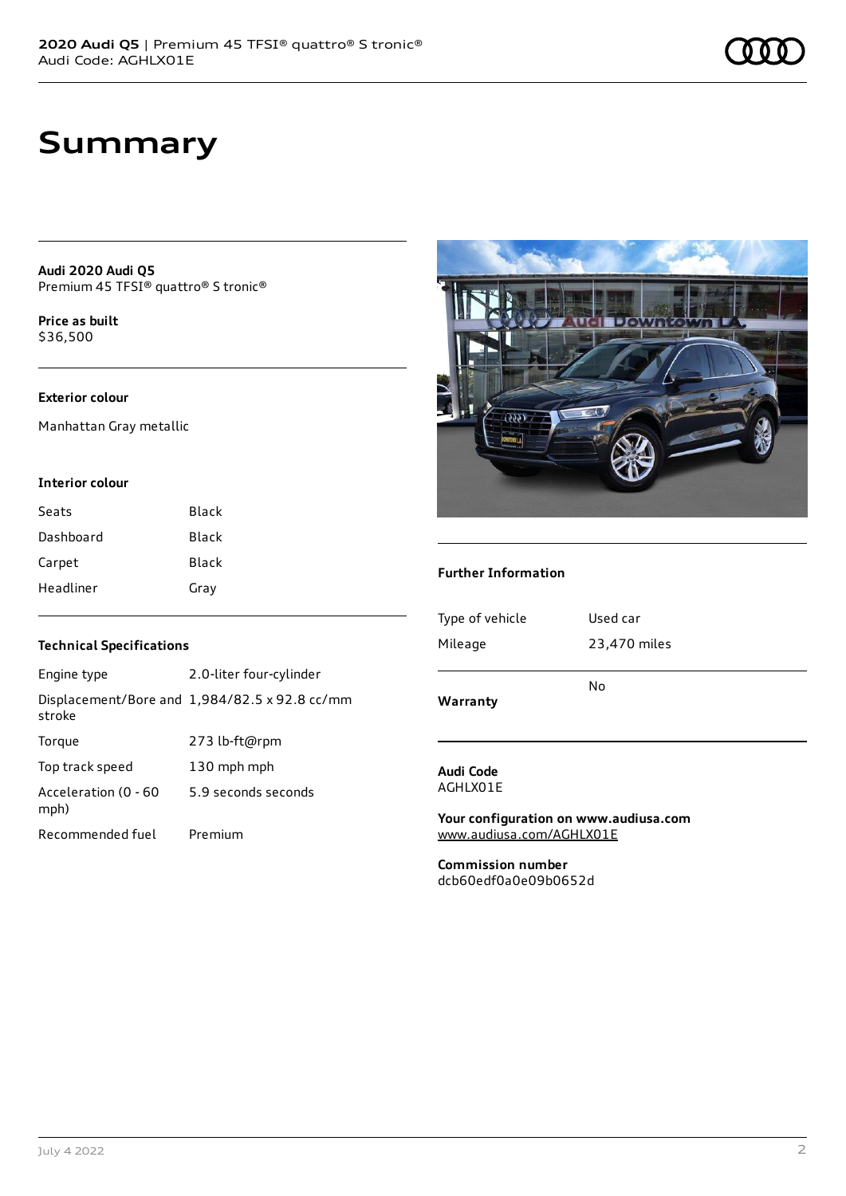# Summary

**Audi 2020 Audi Q5**
Premium 45 TFSI® quattro® S tronic®

**Price as built**
$36,500

### Exterior colour

Manhattan Gray metallic

### Interior colour

| | |
|---|---|
| Seats | Black |
| Dashboard | Black |
| Carpet | Black |
| Headliner | Gray |

### Technical Specifications

| | |
|---|---|
| Engine type | 2.0-liter four-cylinder |
| Displacement/Bore and stroke | 1,984/82.5 x 92.8 cc/mm |
| Torque | 273 lb-ft@rpm |
| Top track speed | 130 mph mph |
| Acceleration (0 - 60 mph) | 5.9 seconds seconds |
| Recommended fuel | Premium |

### Further Information

| | |
|---|---|
| Type of vehicle | Used car |
| Mileage | 23,470 miles |

| | |
|---|---|
| **Warranty** | No |

**Audi Code**
AGHLX01E

**Your configuration on www.audiusa.com**
www.audiusa.com/AGHLX01E

**Commission number**
dcb60edf0a0e09b0652d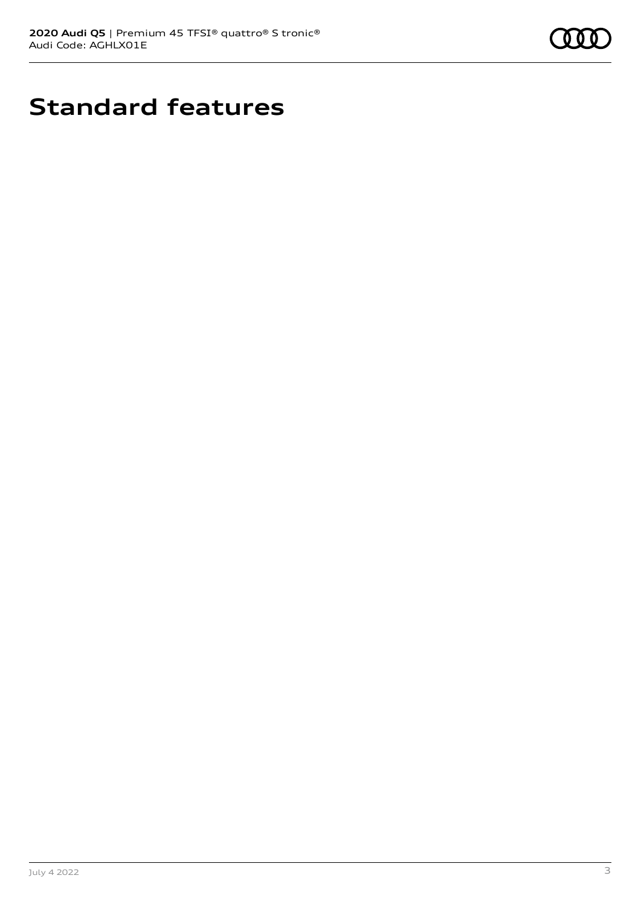# Standard features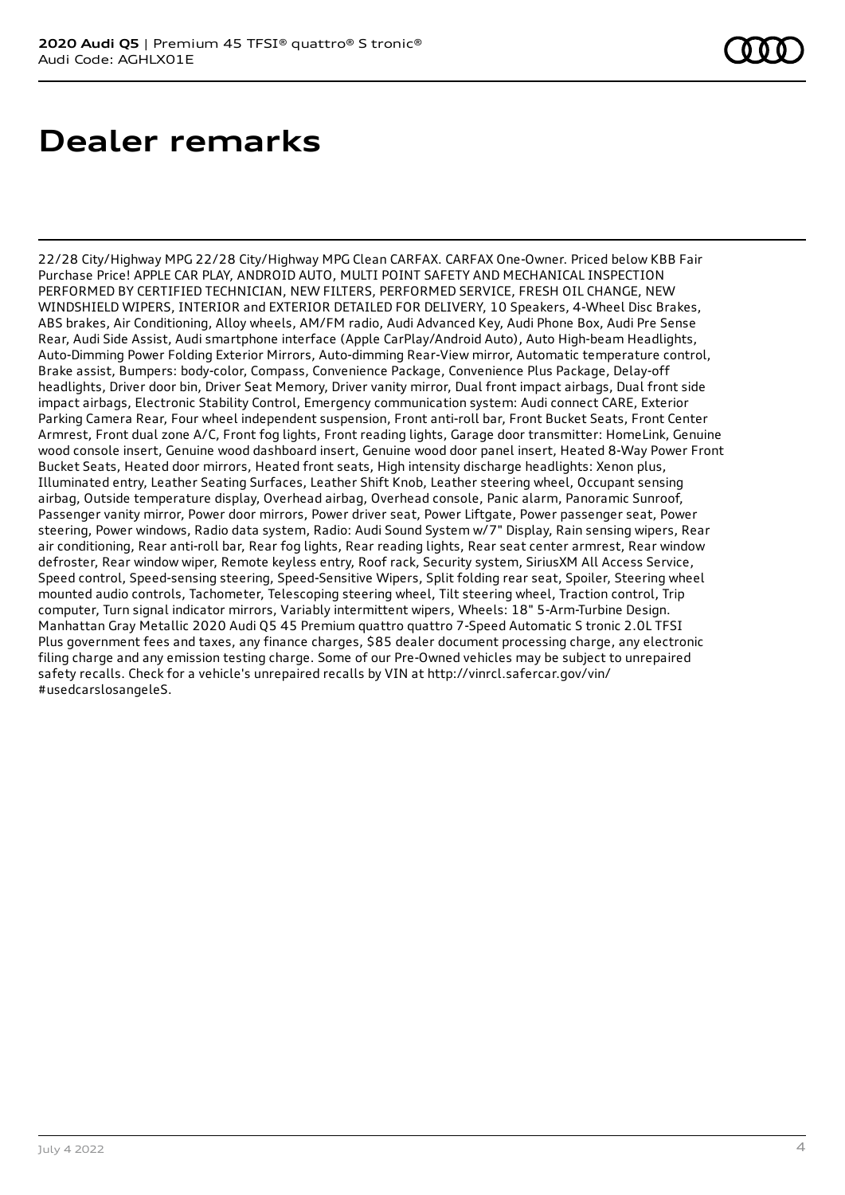# Dealer remarks

22/28 City/Highway MPG 22/28 City/Highway MPG Clean CARFAX. CARFAX One-Owner. Priced below KBB Fair Purchase Price! APPLE CAR PLAY, ANDROID AUTO, MULTI POINT SAFETY AND MECHANICAL INSPECTION PERFORMED BY CERTIFIED TECHNICIAN, NEW FILTERS, PERFORMED SERVICE, FRESH OIL CHANGE, NEW WINDSHIELD WIPERS, INTERIOR and EXTERIOR DETAILED FOR DELIVERY, 10 Speakers, 4-Wheel Disc Brakes, ABS brakes, Air Conditioning, Alloy wheels, AM/FM radio, Audi Advanced Key, Audi Phone Box, Audi Pre Sense Rear, Audi Side Assist, Audi smartphone interface (Apple CarPlay/Android Auto), Auto High-beam Headlights, Auto-Dimming Power Folding Exterior Mirrors, Auto-dimming Rear-View mirror, Automatic temperature control, Brake assist, Bumpers: body-color, Compass, Convenience Package, Convenience Plus Package, Delay-off headlights, Driver door bin, Driver Seat Memory, Driver vanity mirror, Dual front impact airbags, Dual front side impact airbags, Electronic Stability Control, Emergency communication system: Audi connect CARE, Exterior Parking Camera Rear, Four wheel independent suspension, Front anti-roll bar, Front Bucket Seats, Front Center Armrest, Front dual zone A/C, Front fog lights, Front reading lights, Garage door transmitter: HomeLink, Genuine wood console insert, Genuine wood dashboard insert, Genuine wood door panel insert, Heated 8-Way Power Front Bucket Seats, Heated door mirrors, Heated front seats, High intensity discharge headlights: Xenon plus, Illuminated entry, Leather Seating Surfaces, Leather Shift Knob, Leather steering wheel, Occupant sensing airbag, Outside temperature display, Overhead airbag, Overhead console, Panic alarm, Panoramic Sunroof, Passenger vanity mirror, Power door mirrors, Power driver seat, Power Liftgate, Power passenger seat, Power steering, Power windows, Radio data system, Radio: Audi Sound System w/7" Display, Rain sensing wipers, Rear air conditioning, Rear anti-roll bar, Rear fog lights, Rear reading lights, Rear seat center armrest, Rear window defroster, Rear window wiper, Remote keyless entry, Roof rack, Security system, SiriusXM All Access Service, Speed control, Speed-sensing steering, Speed-Sensitive Wipers, Split folding rear seat, Spoiler, Steering wheel mounted audio controls, Tachometer, Telescoping steering wheel, Tilt steering wheel, Traction control, Trip computer, Turn signal indicator mirrors, Variably intermittent wipers, Wheels: 18" 5-Arm-Turbine Design. Manhattan Gray Metallic 2020 Audi Q5 45 Premium quattro quattro 7-Speed Automatic S tronic 2.0L TFSI Plus government fees and taxes, any finance charges, $85 dealer document processing charge, any electronic filing charge and any emission testing charge. Some of our Pre-Owned vehicles may be subject to unrepaired safety recalls. Check for a vehicle's unrepaired recalls by VIN at http://vinrcl.safercar.gov/vin/ #usedcarslosangeleS.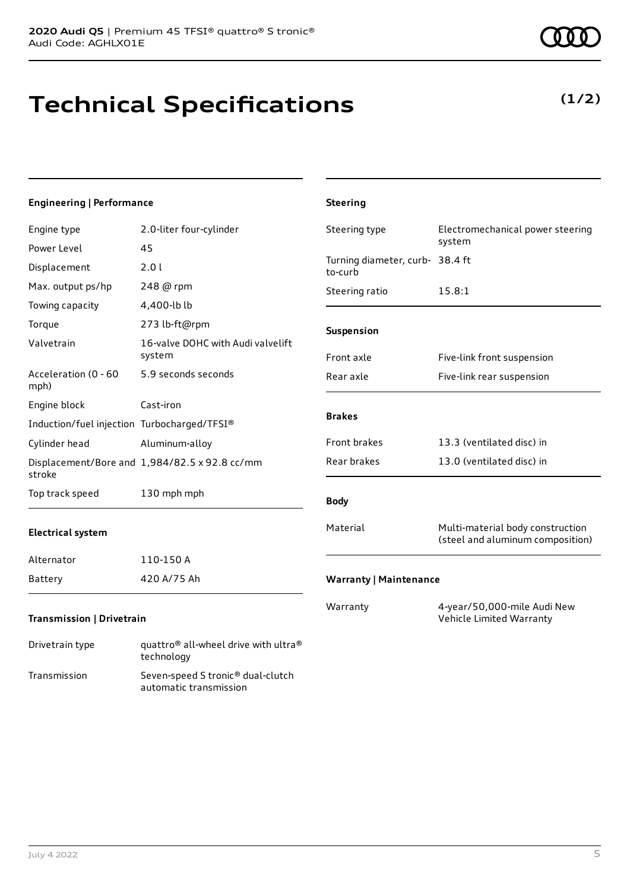# Technical Specifications

**(1/2)**

### Engineering | Performance

| | |
|---|---|
| Engine type | 2.0-liter four-cylinder |
| Power Level | 45 |
| Displacement | 2.0 l |
| Max. output ps/hp | 248 @ rpm |
| Towing capacity | 4,400-lb lb |
| Torque | 273 lb-ft@rpm |
| Valvetrain | 16-valve DOHC with Audi valvelift system |
| Acceleration (0 - 60 mph) | 5.9 seconds seconds |
| Engine block | Cast-iron |
| Induction/fuel injection | Turbocharged/TFSI® |
| Cylinder head | Aluminum-alloy |
| Displacement/Bore and stroke | 1,984/82.5 x 92.8 cc/mm |
| Top track speed | 130 mph mph |

### Electrical system

| | |
|---|---|
| Alternator | 110-150 A |
| Battery | 420 A/75 Ah |

### Transmission | Drivetrain

| | |
|---|---|
| Drivetrain type | quattro® all-wheel drive with ultra® technology |
| Transmission | Seven-speed S tronic® dual-clutch automatic transmission |

### Steering

| | |
|---|---|
| Steering type | Electromechanical power steering system |
| Turning diameter, curb-to-curb | 38.4 ft |
| Steering ratio | 15.8:1 |

### Suspension

| | |
|---|---|
| Front axle | Five-link front suspension |
| Rear axle | Five-link rear suspension |

### Brakes

| | |
|---|---|
| Front brakes | 13.3 (ventilated disc) in |
| Rear brakes | 13.0 (ventilated disc) in |

### Body

| | |
|---|---|
| Material | Multi-material body construction (steel and aluminum composition) |

### Warranty | Maintenance

| | |
|---|---|
| Warranty | 4-year/50,000-mile Audi New Vehicle Limited Warranty |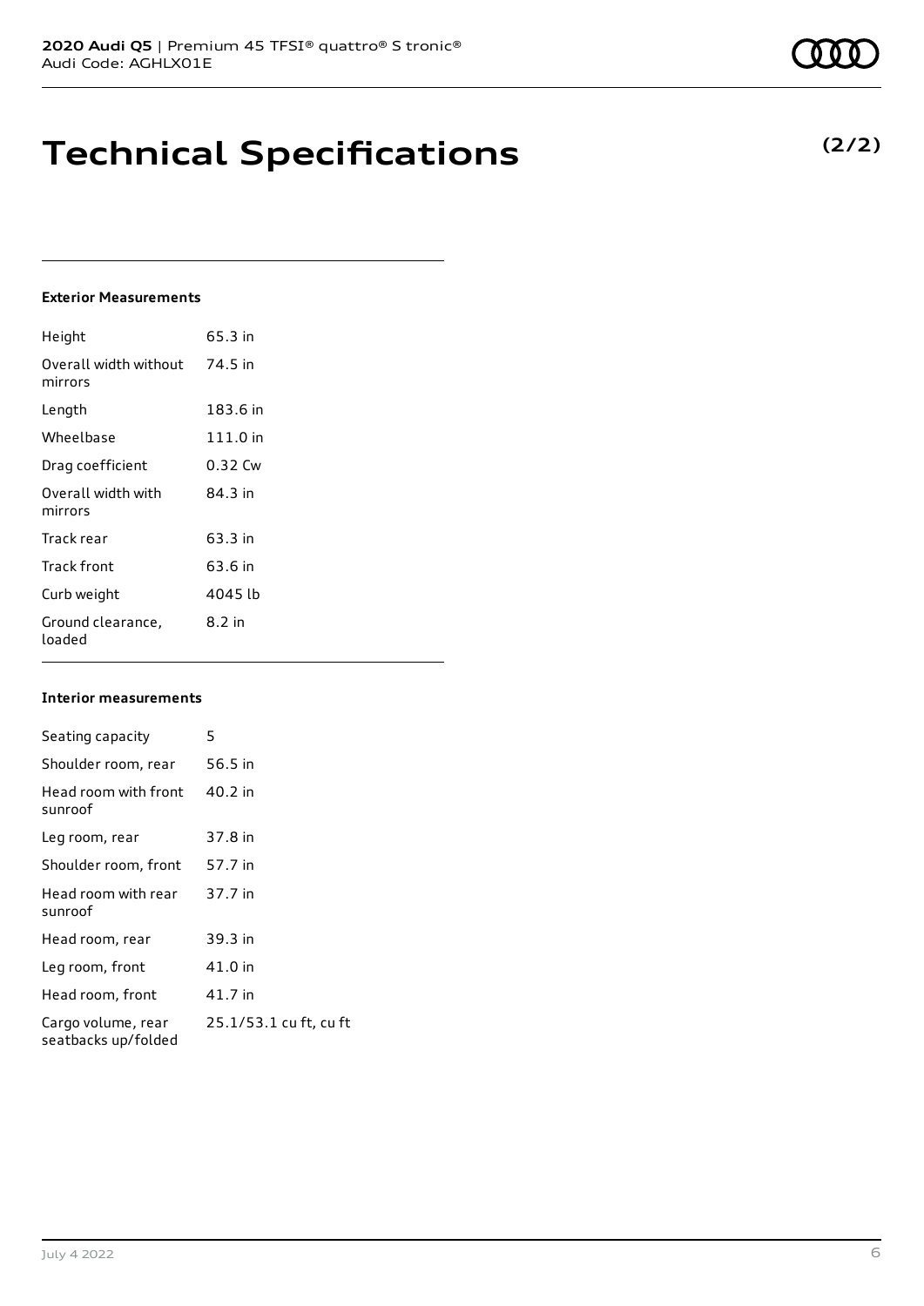# Technical Specifications

**(2/2)**

### Exterior Measurements

| | |
|---|---|
| Height | 65.3 in |
| Overall width without mirrors | 74.5 in |
| Length | 183.6 in |
| Wheelbase | 111.0 in |
| Drag coefficient | 0.32 Cw |
| Overall width with mirrors | 84.3 in |
| Track rear | 63.3 in |
| Track front | 63.6 in |
| Curb weight | 4045 lb |
| Ground clearance, loaded | 8.2 in |

### Interior measurements

| | |
|---|---|
| Seating capacity | 5 |
| Shoulder room, rear | 56.5 in |
| Head room with front sunroof | 40.2 in |
| Leg room, rear | 37.8 in |
| Shoulder room, front | 57.7 in |
| Head room with rear sunroof | 37.7 in |
| Head room, rear | 39.3 in |
| Leg room, front | 41.0 in |
| Head room, front | 41.7 in |
| Cargo volume, rear seatbacks up/folded | 25.1/53.1 cu ft, cu ft |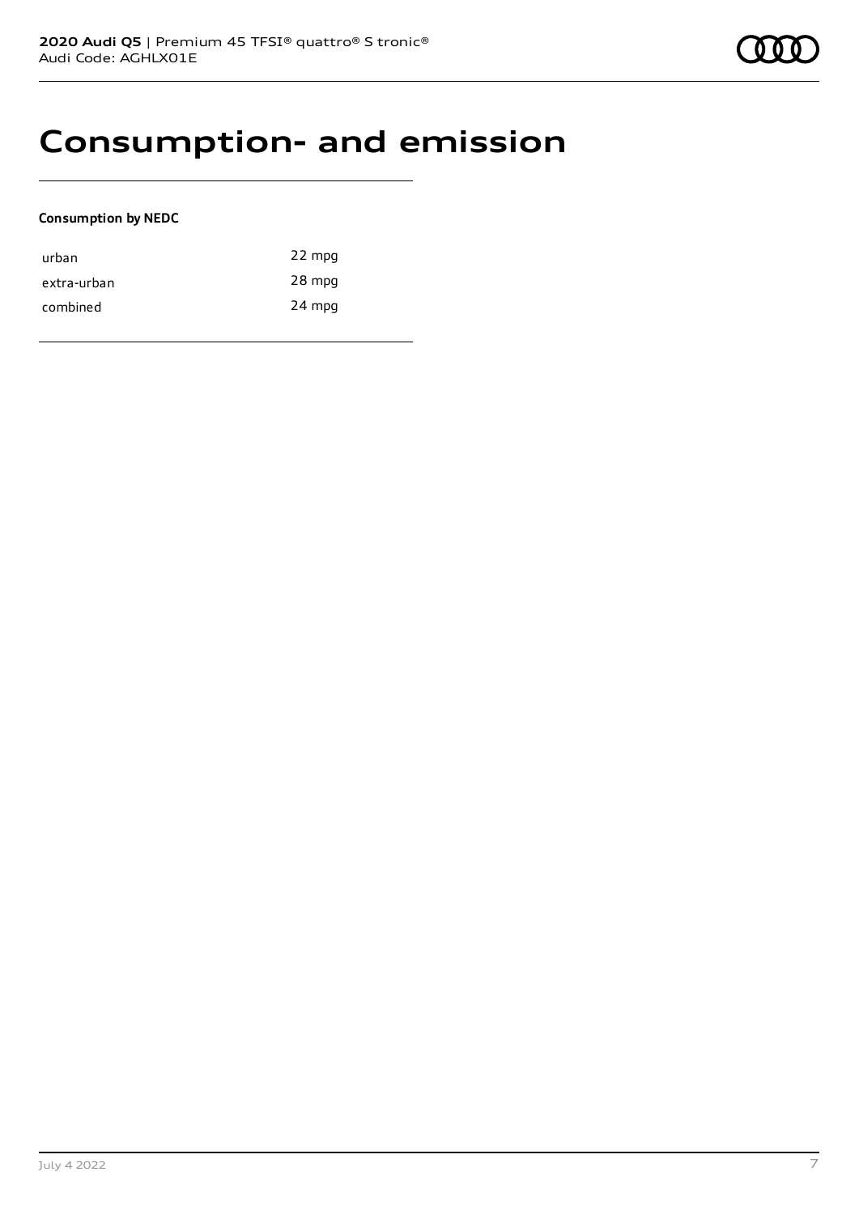# Consumption- and emission

**Consumption by NEDC**

| | |
|---|---|
| urban | 22 mpg |
| extra-urban | 28 mpg |
| combined | 24 mpg |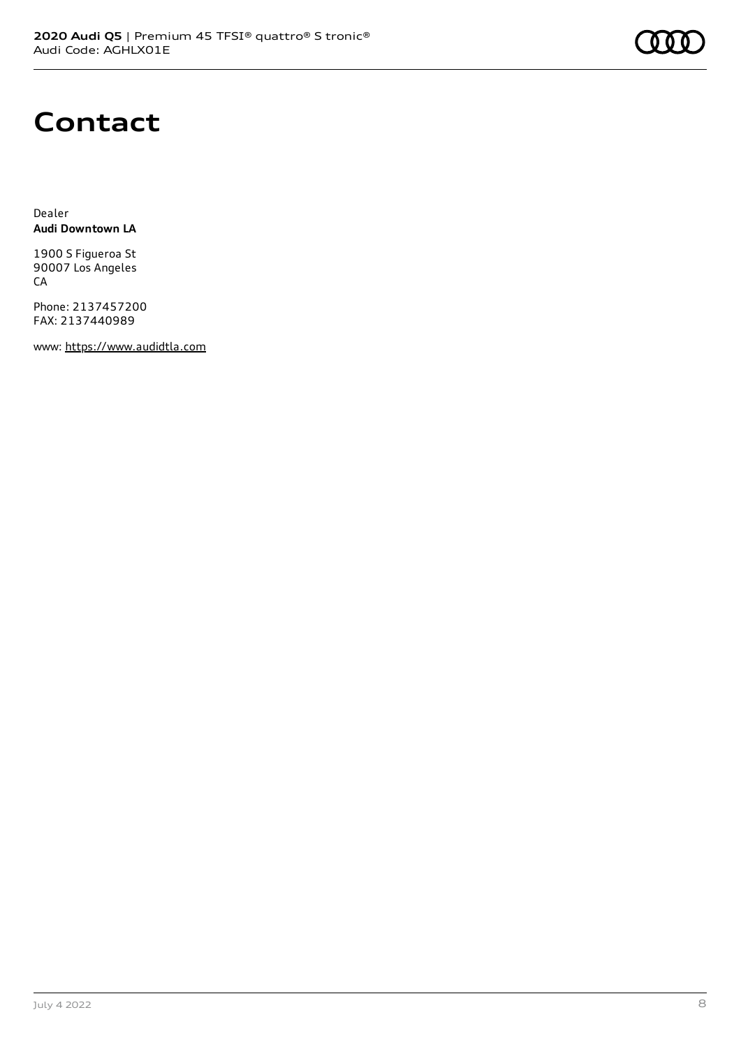# Contact

Dealer
**Audi Downtown LA**

1900 S Figueroa St
90007 Los Angeles
CA

Phone: 2137457200
FAX: 2137440989

www: https://www.audidtla.com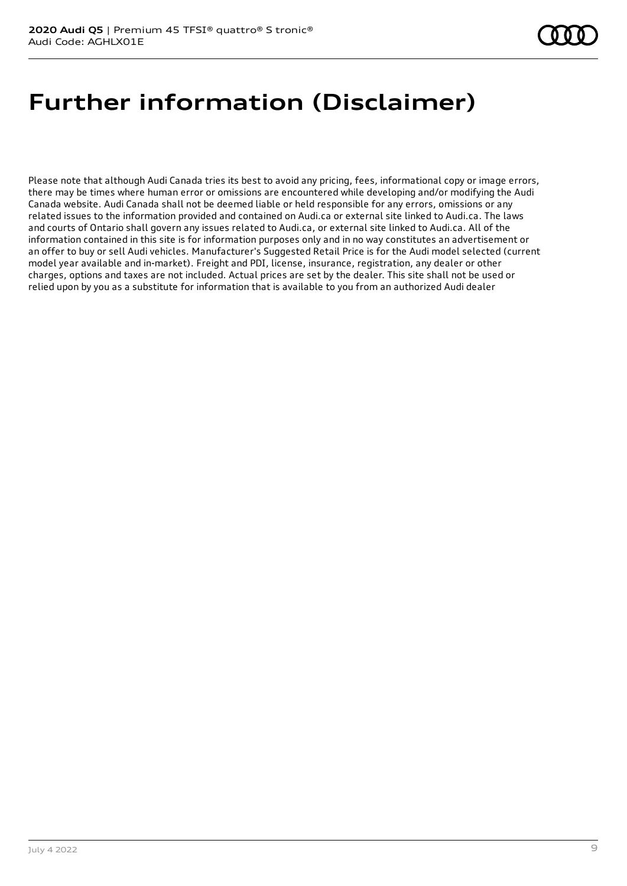# Further information (Disclaimer)

Please note that although Audi Canada tries its best to avoid any pricing, fees, informational copy or image errors, there may be times where human error or omissions are encountered while developing and/or modifying the Audi Canada website. Audi Canada shall not be deemed liable or held responsible for any errors, omissions or any related issues to the information provided and contained on Audi.ca or external site linked to Audi.ca. The laws and courts of Ontario shall govern any issues related to Audi.ca, or external site linked to Audi.ca. All of the information contained in this site is for information purposes only and in no way constitutes an advertisement or an offer to buy or sell Audi vehicles. Manufacturer's Suggested Retail Price is for the Audi model selected (current model year available and in-market). Freight and PDI, license, insurance, registration, any dealer or other charges, options and taxes are not included. Actual prices are set by the dealer. This site shall not be used or relied upon by you as a substitute for information that is available to you from an authorized Audi dealer